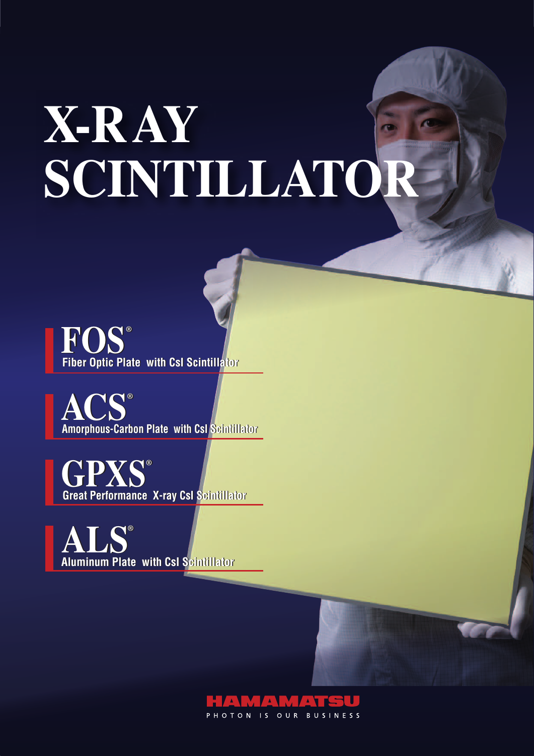# X-RAY SCINTILLATOR

## FOS®
**Fiber Optic Plate with CsI Scintillator**

## ACS®
**Amorphous-Carbon Plate with CsI Scintillator**

## GPXS®
**Great Performance X-ray CsI Scintillator**

## ALS®
**Aluminum Plate with CsI Scintillator**

HAMAMATSU

PHOTON IS OUR BUSINESS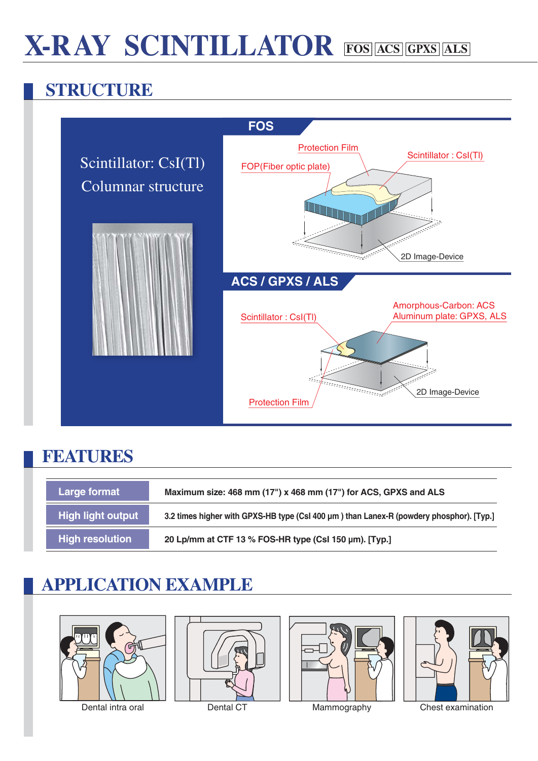# X-RAY SCINTILLATOR FOS ACS GPXS ALS

## STRUCTURE

Scintillator: CsI(Tl)
Columnar structure

**FOS**

Protection Film
Scintillator : CsI(Tl)
FOP(Fiber optic plate)
2D Image-Device

**ACS / GPXS / ALS**

Scintillator : CsI(Tl)
Amorphous-Carbon: ACS
Aluminum plate: GPXS, ALS
2D Image-Device
Protection Film

## FEATURES

| | |
|---|---|
| Large format | Maximum size: 468 mm (17") x 468 mm (17") for ACS, GPXS and ALS |
| High light output | 3.2 times higher with GPXS-HB type (CsI 400 μm ) than Lanex-R (powdery phosphor). [Typ.] |
| High resolution | 20 Lp/mm at CTF 13 % FOS-HR type (CsI 150 μm). [Typ.] |

## APPLICATION EXAMPLE

Dental intra oral

Dental CT

Mammography

Chest examination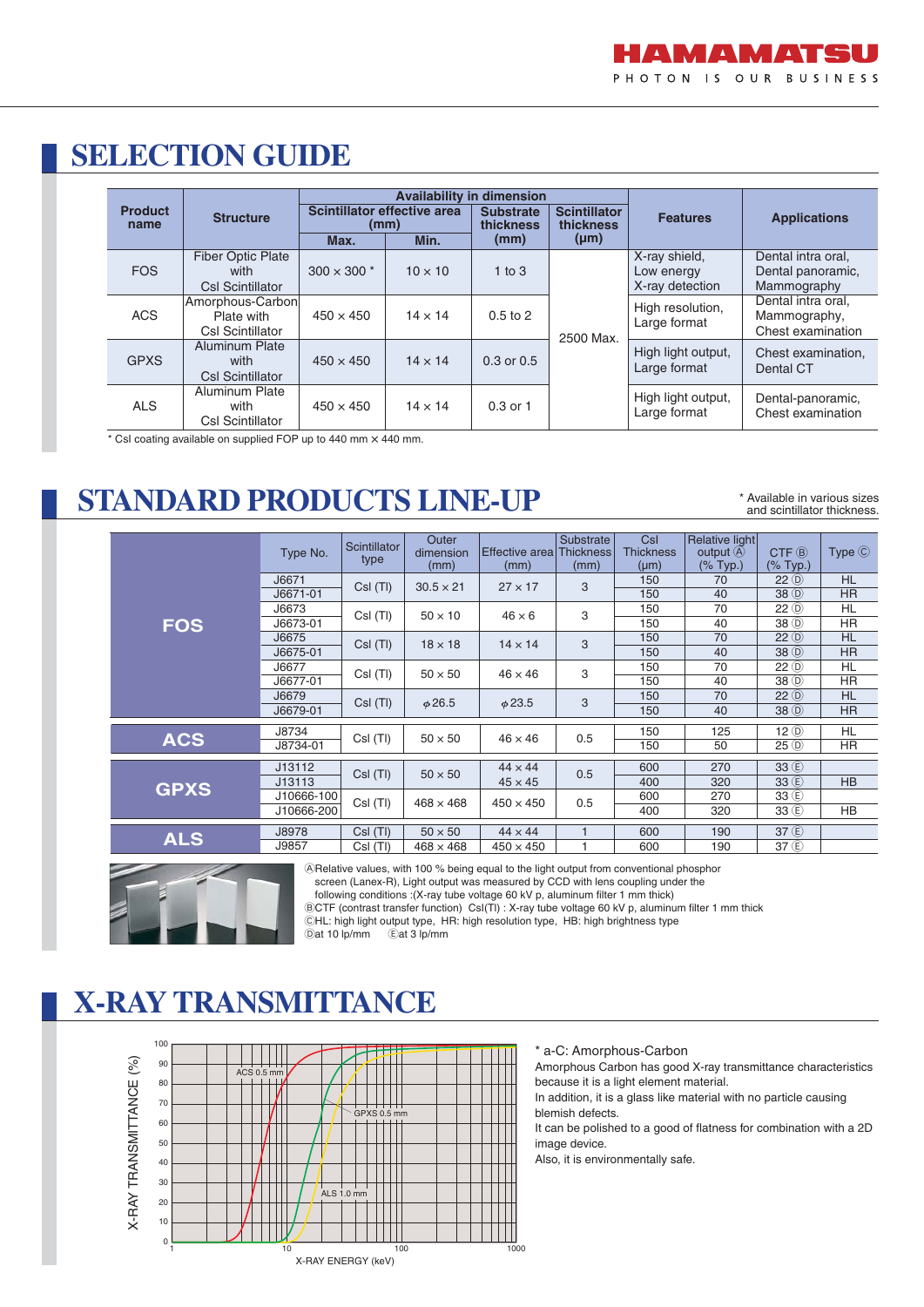# SELECTION GUIDE

| Product name | Structure | Availability in dimension | | | | Features | Applications |
|---|---|---|---|---|---|---|---|
| | | Scintillator effective area (mm) | | Substrate thickness (mm) | Scintillator thickness (μm) | | |
| | | Max. | Min. | | | | |
| FOS | Fiber Optic Plate with CsI Scintillator | 300 × 300 * | 10 × 10 | 1 to 3 | 2500 Max. | X-ray shield, Low energy X-ray detection | Dental intra oral, Dental panoramic, Mammography |
| ACS | Amorphous-Carbon Plate with CsI Scintillator | 450 × 450 | 14 × 14 | 0.5 to 2 | 2500 Max. | High resolution, Large format | Dental intra oral, Mammography, Chest examination |
| GPXS | Aluminum Plate with CsI Scintillator | 450 × 450 | 14 × 14 | 0.3 or 0.5 | 2500 Max. | High light output, Large format | Chest examination, Dental CT |
| ALS | Aluminum Plate with CsI Scintillator | 450 × 450 | 14 × 14 | 0.3 or 1 | 2500 Max. | High light output, Large format | Dental-panoramic, Chest examination |

* CsI coating available on supplied FOP up to 440 mm × 440 mm.

# STANDARD PRODUCTS LINE-UP

* Available in various sizes and scintillator thickness.

| | Type No. | Scintillator type | Outer dimension (mm) | Effective area (mm) | Substrate Thickness (mm) | CsI Thickness (μm) | Relative light output Ⓐ (% Typ.) | CTF Ⓑ (% Typ.) | Type Ⓒ |
|---|---|---|---|---|---|---|---|---|---|
| FOS | J6671 | CsI (Tl) | 30.5 × 21 | 27 × 17 | 3 | 150 | 70 | 22 Ⓓ | HL |
| | J6671-01 | | | | | 150 | 40 | 38 Ⓓ | HR |
| | J6673 | CsI (Tl) | 50 × 10 | 46 × 6 | 3 | 150 | 70 | 22 Ⓓ | HL |
| | J6673-01 | | | | | 150 | 40 | 38 Ⓓ | HR |
| | J6675 | CsI (Tl) | 18 × 18 | 14 × 14 | 3 | 150 | 70 | 22 Ⓓ | HL |
| | J6675-01 | | | | | 150 | 40 | 38 Ⓓ | HR |
| | J6677 | CsI (Tl) | 50 × 50 | 46 × 46 | 3 | 150 | 70 | 22 Ⓓ | HL |
| | J6677-01 | | | | | 150 | 40 | 38 Ⓓ | HR |
| | J6679 | CsI (Tl) | φ26.5 | φ23.5 | 3 | 150 | 70 | 22 Ⓓ | HL |
| | J6679-01 | | | | | 150 | 40 | 38 Ⓓ | HR |
| ACS | J8734 | CsI (Tl) | 50 × 50 | 46 × 46 | 0.5 | 150 | 125 | 12 Ⓓ | HL |
| | J8734-01 | | | | | 150 | 50 | 25 Ⓓ | HR |
| GPXS | J13112 | CsI (Tl) | 50 × 50 | 44 × 44 | 0.5 | 600 | 270 | 33 Ⓔ | |
| | J13113 | | | 45 × 45 | | 400 | 320 | 33 Ⓔ | HB |
| | J10666-100 | CsI (Tl) | 468 × 468 | 450 × 450 | 0.5 | 600 | 270 | 33 Ⓔ | |
| | J10666-200 | | | | | 400 | 320 | 33 Ⓔ | HB |
| ALS | J8978 | CsI (Tl) | 50 × 50 | 44 × 44 | 1 | 600 | 190 | 37 Ⓔ | |
| | J9857 | CsI (Tl) | 468 × 468 | 450 × 450 | 1 | 600 | 190 | 37 Ⓔ | |

Ⓐ Relative values, with 100 % being equal to the light output from conventional phosphor screen (Lanex-R), Light output was measured by CCD with lens coupling under the following conditions :(X-ray tube voltage 60 kV p, aluminum filter 1 mm thick)
Ⓑ CTF (contrast transfer function) CsI(Tl) : X-ray tube voltage 60 kV p, aluminum filter 1 mm thick
Ⓒ HL: high light output type, HR: high resolution type, HB: high brightness type
Ⓓ at 10 lp/mm Ⓔ at 3 lp/mm

# X-RAY TRANSMITTANCE

\* a-C: Amorphous-Carbon

Amorphous Carbon has good X-ray transmittance characteristics because it is a light element material.

In addition, it is a glass like material with no particle causing blemish defects.

It can be polished to a good of flatness for combination with a 2D image device.

Also, it is environmentally safe.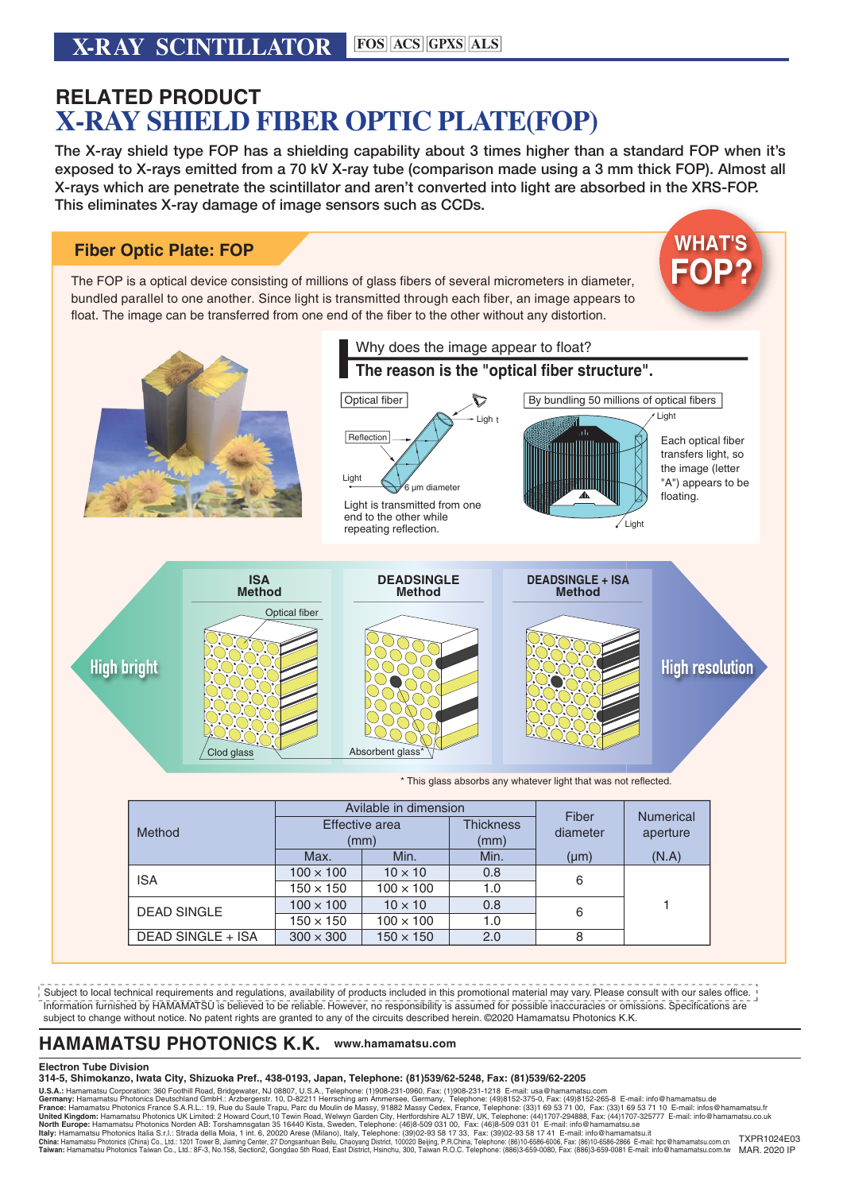# X-RAY SCINTILLATOR

FOS ACS GPXS ALS

## RELATED PRODUCT
# X-RAY SHIELD FIBER OPTIC PLATE(FOP)

The X-ray shield type FOP has a shielding capability about 3 times higher than a standard FOP when it's exposed to X-rays emitted from a 70 kV X-ray tube (comparison made using a 3 mm thick FOP). Almost all X-rays which are penetrate the scintillator and aren't converted into light are absorbed in the XRS-FOP. This eliminates X-ray damage of image sensors such as CCDs.

### Fiber Optic Plate: FOP

WHAT'S FOP?

The FOP is a optical device consisting of millions of glass fibers of several micrometers in diameter, bundled parallel to one another. Since light is transmitted through each fiber, an image appears to float. The image can be transferred from one end of the fiber to the other without any distortion.

Why does the image appear to float?

**The reason is the "optical fiber structure".**

Optical fiber

Light t

Reflection

Light

6 μm diameter

Light is transmitted from one end to the other while repeating reflection.

By bundling 50 millions of optical fibers

Light

Each optical fiber transfers light, so the image (letter "A") appears to be floating.

Light

High bright

ISA Method

Optical fiber

Clod glass

DEADSINGLE Method

Absorbent glass*

DEADSINGLE + ISA Method

High resolution

\* This glass absorbs any whatever light that was not reflected.

| Method | Avilable in dimension | | | Fiber diameter | Numerical aperture |
|---|---|---|---|---|---|
| | Effective area (mm) | | Thickness (mm) | | |
| | Max. | Min. | Min. | (μm) | (N.A) |
| ISA | 100 × 100 | 10 × 10 | 0.8 | 6 | 1 |
| | 150 × 150 | 100 × 100 | 1.0 | | |
| DEAD SINGLE | 100 × 100 | 10 × 10 | 0.8 | 6 | |
| | 150 × 150 | 100 × 100 | 1.0 | | |
| DEAD SINGLE + ISA | 300 × 300 | 150 × 150 | 2.0 | 8 | |

Subject to local technical requirements and regulations, availability of products included in this promotional material may vary. Please consult with our sales office. Information furnished by HAMAMATSU is believed to be reliable. However, no responsibility is assumed for possible inaccuracies or omissions. Specifications are subject to change without notice. No patent rights are granted to any of the circuits described herein. ©2020 Hamamatsu Photonics K.K.

## HAMAMATSU PHOTONICS K.K. www.hamamatsu.com

**Electron Tube Division**

**314-5, Shimokanzo, Iwata City, Shizuoka Pref., 438-0193, Japan, Telephone: (81)539/62-5248, Fax: (81)539/62-2205**

**U.S.A.:** Hamamatsu Corporation: 360 Foothill Road, Bridgewater, NJ 08807, U.S.A., Telephone: (1)908-231-0960, Fax: (1)908-231-1218 E-mail: usa@hamamatsu.com
**Germany:** Hamamatsu Photonics Deutschland GmbH.: Arzbergerstr. 10, D-82211 Herrsching am Ammersee, Germany, Telephone: (49)8152-375-0, Fax: (49)8152-265-8 E-mail: info@hamamatsu.de
**France:** Hamamatsu Photonics France S.A.R.L.: 19, Rue du Saule Trapu, Parc du Moulin de Massy, 91882 Massy Cedex, France, Telephone: (33)1 69 53 71 00, Fax: (33)1 69 53 71 10 E-mail: infos@hamamatsu.fr
**United Kingdom:** Hamamatsu Photonics UK Limited: 2 Howard Court,10 Tewin Road, Welwyn Garden City, Hertfordshire AL7 1BW, UK, Telephone: (44)1707-294888, Fax: (44)1707-325777 E-mail: info@hamamatsu.co.uk
**North Europe:** Hamamatsu Photonics Norden AB: Torshamnsgatan 35 16440 Kista, Sweden, Telephone: (46)8-509 031 00, Fax: (46)8-509 031 01 E-mail: info@hamamatsu.se
**Italy:** Hamamatsu Photonics Italia S.r.l.: Strada della Moia, 1 int. 6, 20020 Arese (Milano), Italy, Telephone: (39)02-93 58 17 33, Fax: (39)02-93 58 17 41 E-mail: info@hamamatsu.it
**China:** Hamamatsu Photonics (China) Co., Ltd.: 1201 Tower B, Jiaming Center, 27 Dongsanhuan Beilu, Chaoyang District, 100020 Beijing, P.R.China, Telephone: (86)10-6586-6006, Fax: (86)10-6586-2866 E-mail: hpc@hamamatsu.com.cn
**Taiwan:** Hamamatsu Photonics Taiwan Co., Ltd.: 8F-3, No.158, Section2, Gongdao 5th Road, East District, Hsinchu, 300, Taiwan R.O.C. Telephone: (886)3-659-0080, Fax: (886)3-659-0081 E-mail: info@hamamatsu.com.tw

TXPR1024E03
MAR. 2020 IP